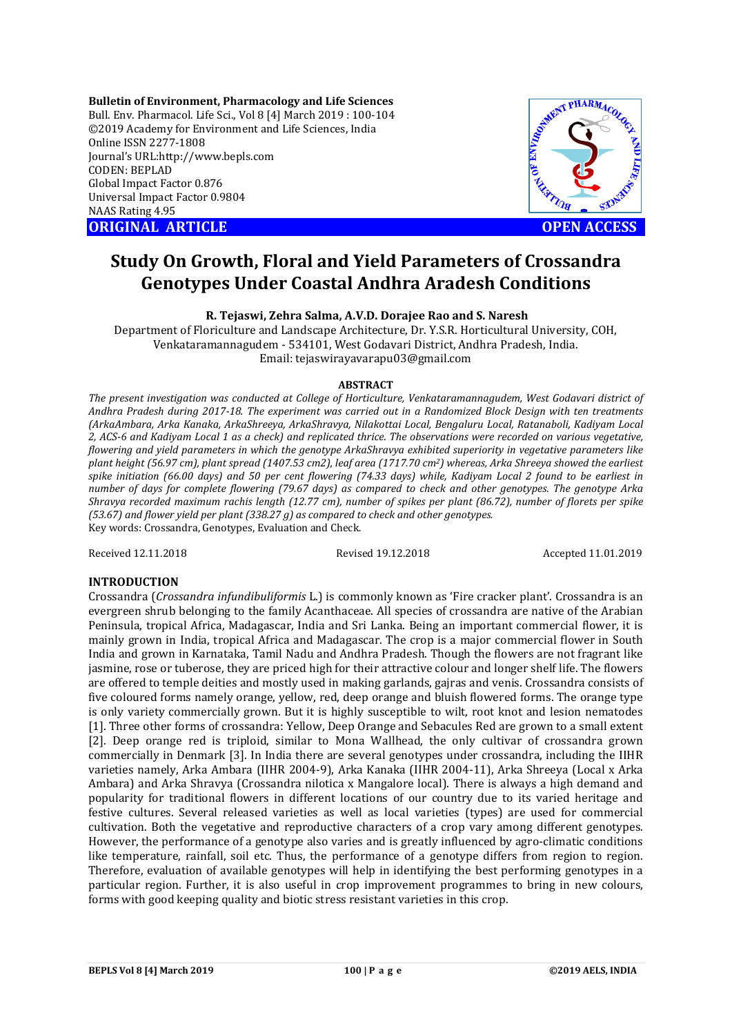Bulletin of Environment, Pharmacology and Life Sciences
Bull. Env. Pharmacol. Life Sci., Vol 8 [4] March 2019 : 100-104
©2019 Academy for Environment and Life Sciences, India
Online ISSN 2277-1808
Journal's URL:http://www.bepls.com
CODEN: BEPLAD
Global Impact Factor 0.876
Universal Impact Factor 0.9804
NAAS Rating 4.95

**ORIGINAL ARTICLE** **OPEN ACCESS**

# Study On Growth, Floral and Yield Parameters of Crossandra Genotypes Under Coastal Andhra Aradesh Conditions

**R. Tejaswi, Zehra Salma, A.V.D. Dorajee Rao and S. Naresh**

Department of Floriculture and Landscape Architecture, Dr. Y.S.R. Horticultural University, COH, Venkataramannagudem - 534101, West Godavari District, Andhra Pradesh, India.
Email: tejaswirayavarapu03@gmail.com

**ABSTRACT**

*The present investigation was conducted at College of Horticulture, Venkataramannagudem, West Godavari district of Andhra Pradesh during 2017-18. The experiment was carried out in a Randomized Block Design with ten treatments (ArkaAmbara, Arka Kanaka, ArkaShreeya, ArkaShravya, Nilakottai Local, Bengaluru Local, Ratanaboli, Kadiyam Local 2, ACS-6 and Kadiyam Local 1 as a check) and replicated thrice. The observations were recorded on various vegetative, flowering and yield parameters in which the genotype ArkaShravya exhibited superiority in vegetative parameters like plant height (56.97 cm), plant spread (1407.53 cm2), leaf area (1717.70 cm²) whereas, Arka Shreeya showed the earliest spike initiation (66.00 days) and 50 per cent flowering (74.33 days) while, Kadiyam Local 2 found to be earliest in number of days for complete flowering (79.67 days) as compared to check and other genotypes. The genotype Arka Shravya recorded maximum rachis length (12.77 cm), number of spikes per plant (86.72), number of florets per spike (53.67) and flower yield per plant (338.27 g) as compared to check and other genotypes.*

Key words: Crossandra, Genotypes, Evaluation and Check.

Received 12.11.2018 Revised 19.12.2018 Accepted 11.01.2019

## INTRODUCTION

Crossandra (*Crossandra infundibuliformis* L.) is commonly known as 'Fire cracker plant'. Crossandra is an evergreen shrub belonging to the family Acanthaceae. All species of crossandra are native of the Arabian Peninsula, tropical Africa, Madagascar, India and Sri Lanka. Being an important commercial flower, it is mainly grown in India, tropical Africa and Madagascar. The crop is a major commercial flower in South India and grown in Karnataka, Tamil Nadu and Andhra Pradesh. Though the flowers are not fragrant like jasmine, rose or tuberose, they are priced high for their attractive colour and longer shelf life. The flowers are offered to temple deities and mostly used in making garlands, gajras and venis. Crossandra consists of five coloured forms namely orange, yellow, red, deep orange and bluish flowered forms. The orange type is only variety commercially grown. But it is highly susceptible to wilt, root knot and lesion nematodes [1]. Three other forms of crossandra: Yellow, Deep Orange and Sebacules Red are grown to a small extent [2]. Deep orange red is triploid, similar to Mona Wallhead, the only cultivar of crossandra grown commercially in Denmark [3]. In India there are several genotypes under crossandra, including the IIHR varieties namely, Arka Ambara (IIHR 2004-9), Arka Kanaka (IIHR 2004-11), Arka Shreeya (Local x Arka Ambara) and Arka Shravya (Crossandra nilotica x Mangalore local). There is always a high demand and popularity for traditional flowers in different locations of our country due to its varied heritage and festive cultures. Several released varieties as well as local varieties (types) are used for commercial cultivation. Both the vegetative and reproductive characters of a crop vary among different genotypes. However, the performance of a genotype also varies and is greatly influenced by agro-climatic conditions like temperature, rainfall, soil etc. Thus, the performance of a genotype differs from region to region. Therefore, evaluation of available genotypes will help in identifying the best performing genotypes in a particular region. Further, it is also useful in crop improvement programmes to bring in new colours, forms with good keeping quality and biotic stress resistant varieties in this crop.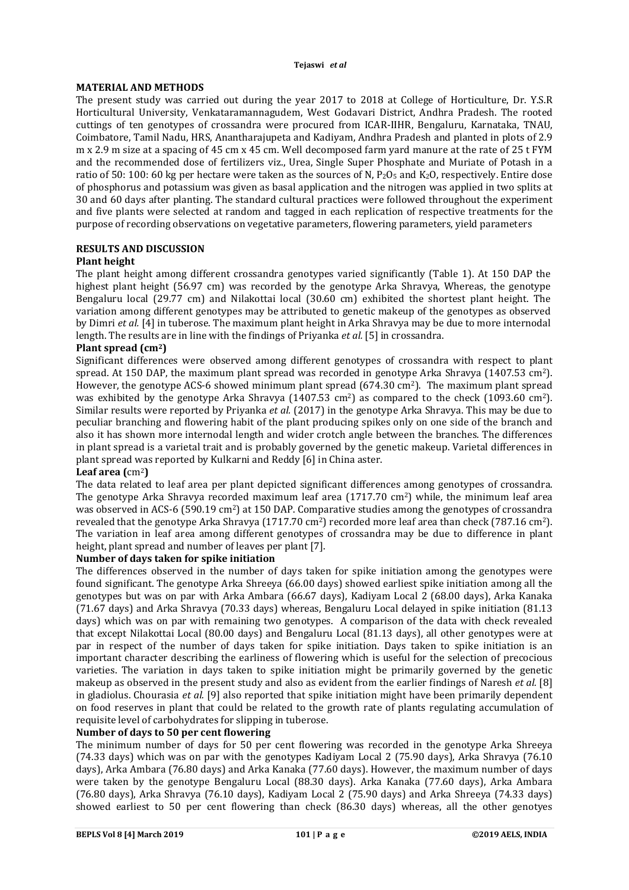## MATERIAL AND METHODS

The present study was carried out during the year 2017 to 2018 at College of Horticulture, Dr. Y.S.R Horticultural University, Venkataramannagudem, West Godavari District, Andhra Pradesh. The rooted cuttings of ten genotypes of crossandra were procured from ICAR-IIHR, Bengaluru, Karnataka, TNAU, Coimbatore, Tamil Nadu, HRS, Anantharajupeta and Kadiyam, Andhra Pradesh and planted in plots of 2.9 m x 2.9 m size at a spacing of 45 cm x 45 cm. Well decomposed farm yard manure at the rate of 25 t FYM and the recommended dose of fertilizers viz., Urea, Single Super Phosphate and Muriate of Potash in a ratio of 50: 100: 60 kg per hectare were taken as the sources of N, $P_2O_5$ and $K_2O$, respectively. Entire dose of phosphorus and potassium was given as basal application and the nitrogen was applied in two splits at 30 and 60 days after planting. The standard cultural practices were followed throughout the experiment and five plants were selected at random and tagged in each replication of respective treatments for the purpose of recording observations on vegetative parameters, flowering parameters, yield parameters

## RESULTS AND DISCUSSION

### Plant height

The plant height among different crossandra genotypes varied significantly (Table 1). At 150 DAP the highest plant height (56.97 cm) was recorded by the genotype Arka Shravya, Whereas, the genotype Bengaluru local (29.77 cm) and Nilakottai local (30.60 cm) exhibited the shortest plant height. The variation among different genotypes may be attributed to genetic makeup of the genotypes as observed by Dimri *et al.* [4] in tuberose. The maximum plant height in Arka Shravya may be due to more internodal length. The results are in line with the findings of Priyanka *et al.* [5] in crossandra.

### Plant spread ($cm^2$)

Significant differences were observed among different genotypes of crossandra with respect to plant spread. At 150 DAP, the maximum plant spread was recorded in genotype Arka Shravya (1407.53 $cm^2$). However, the genotype ACS-6 showed minimum plant spread (674.30 $cm^2$). The maximum plant spread was exhibited by the genotype Arka Shravya (1407.53 $cm^2$) as compared to the check (1093.60 $cm^2$). Similar results were reported by Priyanka *et al.* (2017) in the genotype Arka Shravya. This may be due to peculiar branching and flowering habit of the plant producing spikes only on one side of the branch and also it has shown more internodal length and wider crotch angle between the branches. The differences in plant spread is a varietal trait and is probably governed by the genetic makeup. Varietal differences in plant spread was reported by Kulkarni and Reddy [6] in China aster.

### Leaf area ($cm^2$)

The data related to leaf area per plant depicted significant differences among genotypes of crossandra. The genotype Arka Shravya recorded maximum leaf area (1717.70 $cm^2$) while, the minimum leaf area was observed in ACS-6 (590.19 $cm^2$) at 150 DAP. Comparative studies among the genotypes of crossandra revealed that the genotype Arka Shravya (1717.70 $cm^2$) recorded more leaf area than check (787.16 $cm^2$). The variation in leaf area among different genotypes of crossandra may be due to difference in plant height, plant spread and number of leaves per plant [7].

### Number of days taken for spike initiation

The differences observed in the number of days taken for spike initiation among the genotypes were found significant. The genotype Arka Shreeya (66.00 days) showed earliest spike initiation among all the genotypes but was on par with Arka Ambara (66.67 days), Kadiyam Local 2 (68.00 days), Arka Kanaka (71.67 days) and Arka Shravya (70.33 days) whereas, Bengaluru Local delayed in spike initiation (81.13 days) which was on par with remaining two genotypes. A comparison of the data with check revealed that except Nilakottai Local (80.00 days) and Bengaluru Local (81.13 days), all other genotypes were at par in respect of the number of days taken for spike initiation. Days taken to spike initiation is an important character describing the earliness of flowering which is useful for the selection of precocious varieties. The variation in days taken to spike initiation might be primarily governed by the genetic makeup as observed in the present study and also as evident from the earlier findings of Naresh *et al.* [8] in gladiolus. Chourasia *et al.* [9] also reported that spike initiation might have been primarily dependent on food reserves in plant that could be related to the growth rate of plants regulating accumulation of requisite level of carbohydrates for slipping in tuberose.

### Number of days to 50 per cent flowering

The minimum number of days for 50 per cent flowering was recorded in the genotype Arka Shreeya (74.33 days) which was on par with the genotypes Kadiyam Local 2 (75.90 days), Arka Shravya (76.10 days), Arka Ambara (76.80 days) and Arka Kanaka (77.60 days). However, the maximum number of days were taken by the genotype Bengaluru Local (88.30 days). Arka Kanaka (77.60 days), Arka Ambara (76.80 days), Arka Shravya (76.10 days), Kadiyam Local 2 (75.90 days) and Arka Shreeya (74.33 days) showed earliest to 50 per cent flowering than check (86.30 days) whereas, all the other genotyes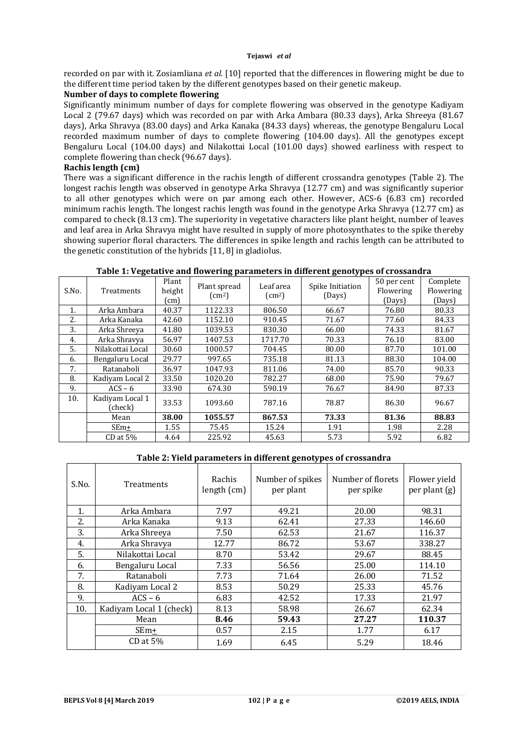recorded on par with it. Zosiamliana *et al.* [10] reported that the differences in flowering might be due to the different time period taken by the different genotypes based on their genetic makeup.

**Number of days to complete flowering**

Significantly minimum number of days for complete flowering was observed in the genotype Kadiyam Local 2 (79.67 days) which was recorded on par with Arka Ambara (80.33 days), Arka Shreeya (81.67 days), Arka Shravya (83.00 days) and Arka Kanaka (84.33 days) whereas, the genotype Bengaluru Local recorded maximum number of days to complete flowering (104.00 days). All the genotypes except Bengaluru Local (104.00 days) and Nilakottai Local (101.00 days) showed earliness with respect to complete flowering than check (96.67 days).

**Rachis length (cm)**

There was a significant difference in the rachis length of different crossandra genotypes (Table 2). The longest rachis length was observed in genotype Arka Shravya (12.77 cm) and was significantly superior to all other genotypes which were on par among each other. However, ACS-6 (6.83 cm) recorded minimum rachis length. The longest rachis length was found in the genotype Arka Shravya (12.77 cm) as compared to check (8.13 cm). The superiority in vegetative characters like plant height, number of leaves and leaf area in Arka Shravya might have resulted in supply of more photosynthates to the spike thereby showing superior floral characters. The differences in spike length and rachis length can be attributed to the genetic constitution of the hybrids [11, 8] in gladiolus.

**Table 1: Vegetative and flowering parameters in different genotypes of crossandra**

| S.No. | Treatments | Plant height (cm) | Plant spread ($cm^2$) | Leaf area ($cm^2$) | Spike Initiation (Days) | 50 per cent Flowering (Days) | Complete Flowering (Days) |
|---|---|---|---|---|---|---|---|
| 1. | Arka Ambara | 40.37 | 1122.33 | 806.50 | 66.67 | 76.80 | 80.33 |
| 2. | Arka Kanaka | 42.60 | 1152.10 | 910.45 | 71.67 | 77.60 | 84.33 |
| 3. | Arka Shreeya | 41.80 | 1039.53 | 830.30 | 66.00 | 74.33 | 81.67 |
| 4. | Arka Shravya | 56.97 | 1407.53 | 1717.70 | 70.33 | 76.10 | 83.00 |
| 5. | Nilakottai Local | 30.60 | 1000.57 | 704.45 | 80.00 | 87.70 | 101.00 |
| 6. | Bengaluru Local | 29.77 | 997.65 | 735.18 | 81.13 | 88.30 | 104.00 |
| 7. | Ratanaboli | 36.97 | 1047.93 | 811.06 | 74.00 | 85.70 | 90.33 |
| 8. | Kadiyam Local 2 | 33.50 | 1020.20 | 782.27 | 68.00 | 75.90 | 79.67 |
| 9. | ACS – 6 | 33.90 | 674.30 | 590.19 | 76.67 | 84.90 | 87.33 |
| 10. | Kadiyam Local 1 (check) | 33.53 | 1093.60 | 787.16 | 78.87 | 86.30 | 96.67 |
| | Mean | **38.00** | **1055.57** | **867.53** | **73.33** | **81.36** | **88.83** |
| | SEm± | 1.55 | 75.45 | 15.24 | 1.91 | 1.98 | 2.28 |
| | CD at 5% | 4.64 | 225.92 | 45.63 | 5.73 | 5.92 | 6.82 |

**Table 2: Yield parameters in different genotypes of crossandra**

| S.No. | Treatments | Rachis length (cm) | Number of spikes per plant | Number of florets per spike | Flower yield per plant (g) |
|---|---|---|---|---|---|
| 1. | Arka Ambara | 7.97 | 49.21 | 20.00 | 98.31 |
| 2. | Arka Kanaka | 9.13 | 62.41 | 27.33 | 146.60 |
| 3. | Arka Shreeya | 7.50 | 62.53 | 21.67 | 116.37 |
| 4. | Arka Shravya | 12.77 | 86.72 | 53.67 | 338.27 |
| 5. | Nilakottai Local | 8.70 | 53.42 | 29.67 | 88.45 |
| 6. | Bengaluru Local | 7.33 | 56.56 | 25.00 | 114.10 |
| 7. | Ratanaboli | 7.73 | 71.64 | 26.00 | 71.52 |
| 8. | Kadiyam Local 2 | 8.53 | 50.29 | 25.33 | 45.76 |
| 9. | ACS – 6 | 6.83 | 42.52 | 17.33 | 21.97 |
| 10. | Kadiyam Local 1 (check) | 8.13 | 58.98 | 26.67 | 62.34 |
| | Mean | **8.46** | **59.43** | **27.27** | **110.37** |
| | SEm± | 0.57 | 2.15 | 1.77 | 6.17 |
| | CD at 5% | 1.69 | 6.45 | 5.29 | 18.46 |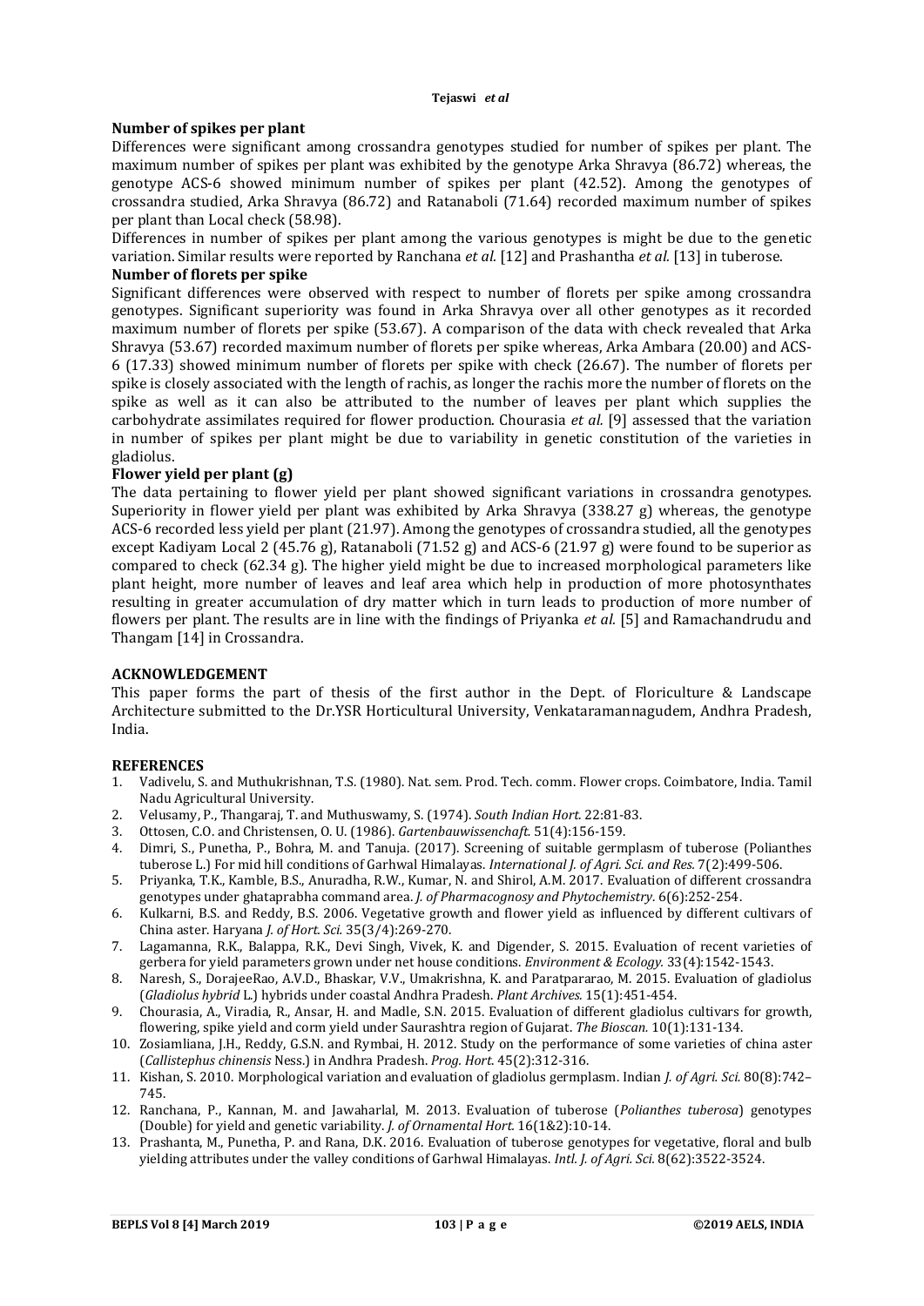### Number of spikes per plant

Differences were significant among crossandra genotypes studied for number of spikes per plant. The maximum number of spikes per plant was exhibited by the genotype Arka Shravya (86.72) whereas, the genotype ACS-6 showed minimum number of spikes per plant (42.52). Among the genotypes of crossandra studied, Arka Shravya (86.72) and Ratanaboli (71.64) recorded maximum number of spikes per plant than Local check (58.98).

Differences in number of spikes per plant among the various genotypes is might be due to the genetic variation. Similar results were reported by Ranchana *et al.* [12] and Prashantha *et al.* [13] in tuberose.

### Number of florets per spike

Significant differences were observed with respect to number of florets per spike among crossandra genotypes. Significant superiority was found in Arka Shravya over all other genotypes as it recorded maximum number of florets per spike (53.67). A comparison of the data with check revealed that Arka Shravya (53.67) recorded maximum number of florets per spike whereas, Arka Ambara (20.00) and ACS-6 (17.33) showed minimum number of florets per spike with check (26.67). The number of florets per spike is closely associated with the length of rachis, as longer the rachis more the number of florets on the spike as well as it can also be attributed to the number of leaves per plant which supplies the carbohydrate assimilates required for flower production. Chourasia *et al.* [9] assessed that the variation in number of spikes per plant might be due to variability in genetic constitution of the varieties in gladiolus.

### Flower yield per plant (g)

The data pertaining to flower yield per plant showed significant variations in crossandra genotypes. Superiority in flower yield per plant was exhibited by Arka Shravya (338.27 g) whereas, the genotype ACS-6 recorded less yield per plant (21.97). Among the genotypes of crossandra studied, all the genotypes except Kadiyam Local 2 (45.76 g), Ratanaboli (71.52 g) and ACS-6 (21.97 g) were found to be superior as compared to check (62.34 g). The higher yield might be due to increased morphological parameters like plant height, more number of leaves and leaf area which help in production of more photosynthates resulting in greater accumulation of dry matter which in turn leads to production of more number of flowers per plant. The results are in line with the findings of Priyanka *et al.* [5] and Ramachandrudu and Thangam [14] in Crossandra.

## ACKNOWLEDGEMENT

This paper forms the part of thesis of the first author in the Dept. of Floriculture & Landscape Architecture submitted to the Dr.YSR Horticultural University, Venkataramannagudem, Andhra Pradesh, India.

## REFERENCES

1. Vadivelu, S. and Muthukrishnan, T.S. (1980). Nat. sem. Prod. Tech. comm. Flower crops. Coimbatore, India. Tamil Nadu Agricultural University.
2. Velusamy, P., Thangaraj, T. and Muthuswamy, S. (1974). *South Indian Hort.* 22:81-83.
3. Ottosen, C.O. and Christensen, O. U. (1986). *Gartenbauwissenchaft.* 51(4):156-159.
4. Dimri, S., Punetha, P., Bohra, M. and Tanuja. (2017). Screening of suitable germplasm of tuberose (Polianthes tuberose L.) For mid hill conditions of Garhwal Himalayas. *International J. of Agri. Sci. and Res.* 7(2):499-506.
5. Priyanka, T.K., Kamble, B.S., Anuradha, R.W., Kumar, N. and Shirol, A.M. 2017. Evaluation of different crossandra genotypes under ghataprabha command area. *J. of Pharmacognosy and Phytochemistry*. 6(6):252-254.
6. Kulkarni, B.S. and Reddy, B.S. 2006. Vegetative growth and flower yield as influenced by different cultivars of China aster. Haryana *J. of Hort. Sci.* 35(3/4):269-270.
7. Lagamanna, R.K., Balappa, R.K., Devi Singh, Vivek, K. and Digender, S. 2015. Evaluation of recent varieties of gerbera for yield parameters grown under net house conditions. *Environment & Ecology.* 33(4):1542-1543.
8. Naresh, S., DorajeeRao, A.V.D., Bhaskar, V.V., Umakrishna, K. and Paratpararao, M. 2015. Evaluation of gladiolus (*Gladiolus hybrid* L.) hybrids under coastal Andhra Pradesh. *Plant Archives.* 15(1):451-454.
9. Chourasia, A., Viradia, R., Ansar, H. and Madle, S.N. 2015. Evaluation of different gladiolus cultivars for growth, flowering, spike yield and corm yield under Saurashtra region of Gujarat. *The Bioscan.* 10(1):131-134.
10. Zosiamliana, J.H., Reddy, G.S.N. and Rymbai, H. 2012. Study on the performance of some varieties of china aster (*Callistephus chinensis* Ness.) in Andhra Pradesh. *Prog. Hort*. 45(2):312-316.
11. Kishan, S. 2010. Morphological variation and evaluation of gladiolus germplasm. Indian *J. of Agri. Sci.* 80(8):742–745.
12. Ranchana, P., Kannan, M. and Jawaharlal, M. 2013. Evaluation of tuberose (*Polianthes tuberosa*) genotypes (Double) for yield and genetic variability. *J. of Ornamental Hort.* 16(1&2):10-14.
13. Prashanta, M., Punetha, P. and Rana, D.K. 2016. Evaluation of tuberose genotypes for vegetative, floral and bulb yielding attributes under the valley conditions of Garhwal Himalayas. *Intl. J. of Agri. Sci.* 8(62):3522-3524.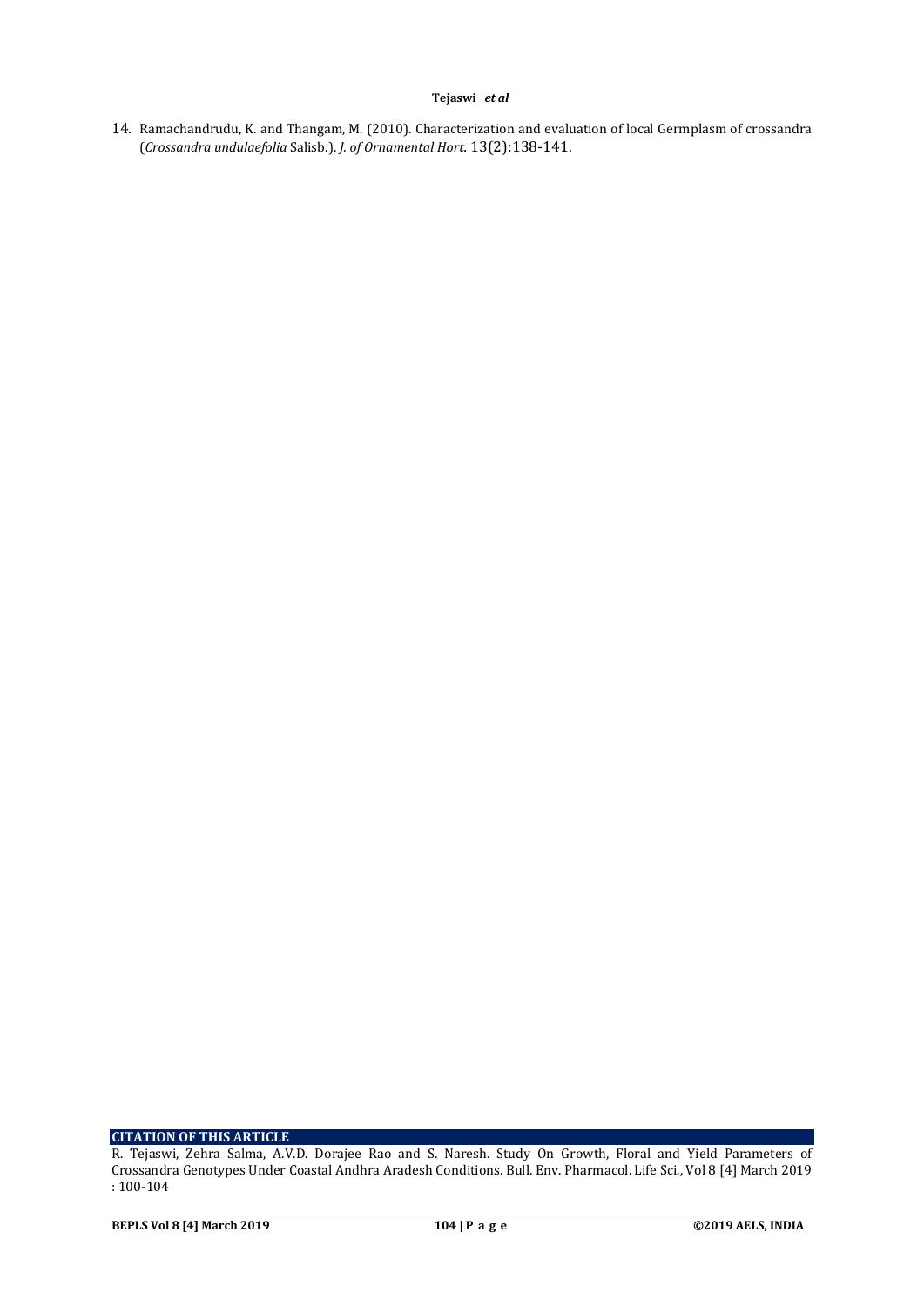14. Ramachandrudu, K. and Thangam, M. (2010). Characterization and evaluation of local Germplasm of crossandra (*Crossandra undulaefolia* Salisb.). *J. of Ornamental Hort*. 13(2):138-141.

**CITATION OF THIS ARTICLE**

R. Tejaswi, Zehra Salma, A.V.D. Dorajee Rao and S. Naresh. Study On Growth, Floral and Yield Parameters of Crossandra Genotypes Under Coastal Andhra Aradesh Conditions. Bull. Env. Pharmacol. Life Sci., Vol 8 [4] March 2019 : 100-104